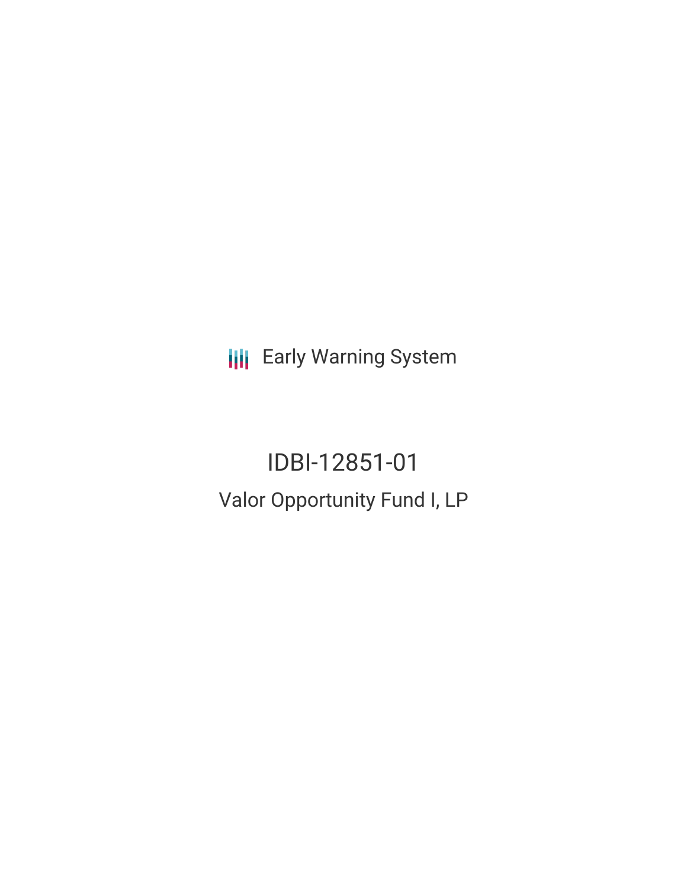Early Warning System

# IDBI-12851-01

## Valor Opportunity Fund I, LP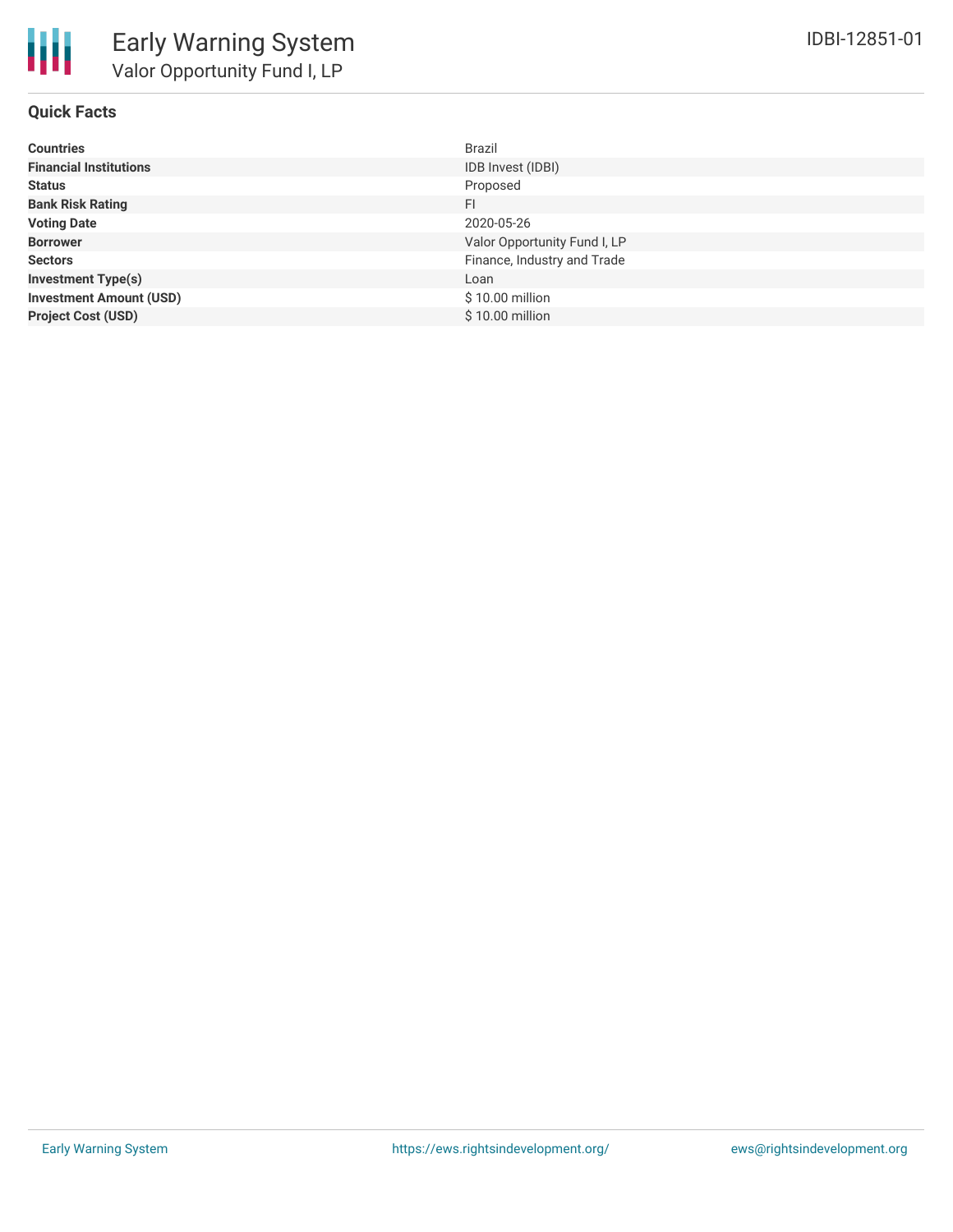# Early Warning System

## Valor Opportunity Fund I, LP

IDBI-12851-01

### Quick Facts

| | |
|---|---|
| **Countries** | Brazil |
| **Financial Institutions** | IDB Invest (IDBI) |
| **Status** | Proposed |
| **Bank Risk Rating** | FI |
| **Voting Date** | 2020-05-26 |
| **Borrower** | Valor Opportunity Fund I, LP |
| **Sectors** | Finance, Industry and Trade |
| **Investment Type(s)** | Loan |
| **Investment Amount (USD)** | $ 10.00 million |
| **Project Cost (USD)** | $ 10.00 million |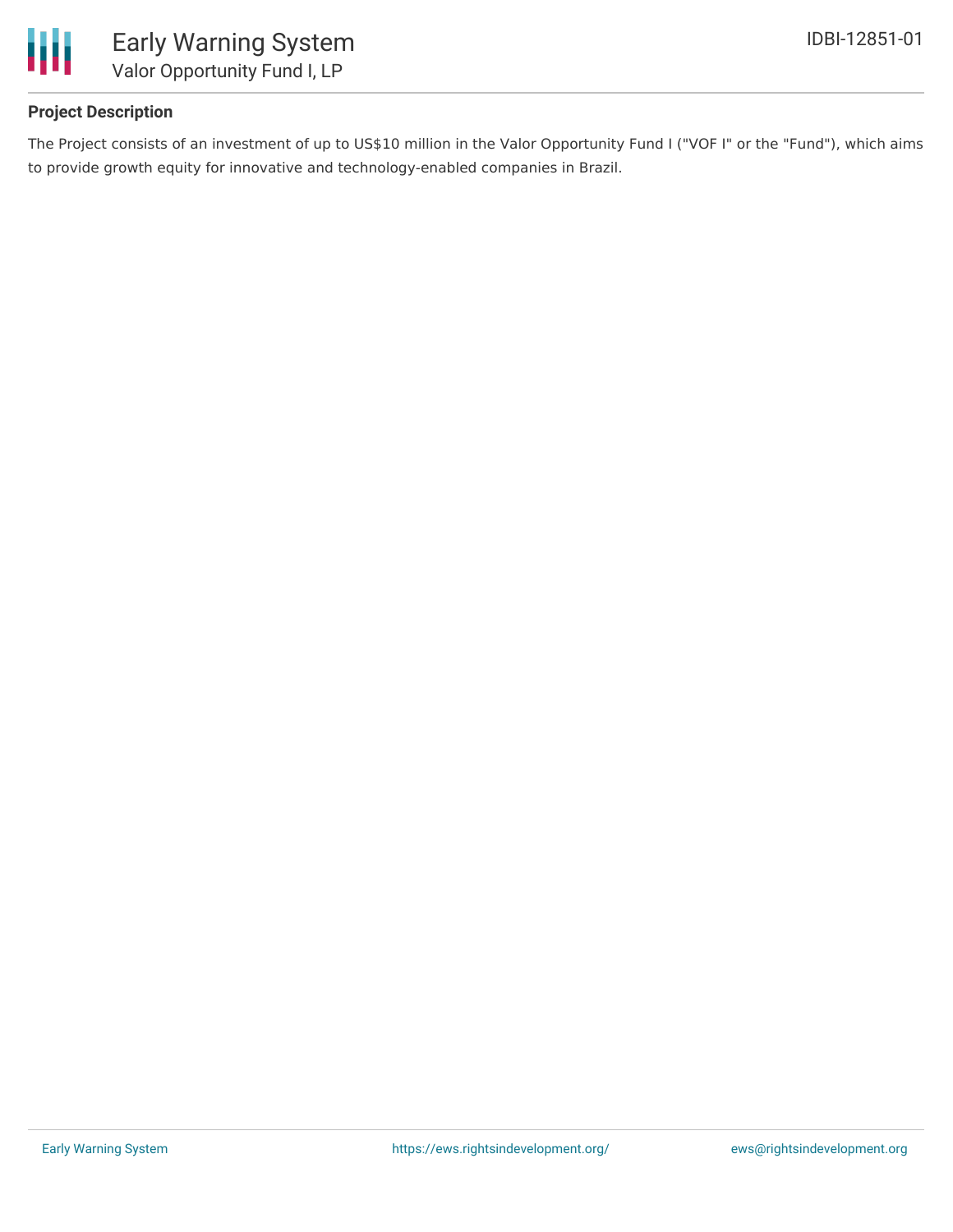## Project Description

The Project consists of an investment of up to US$10 million in the Valor Opportunity Fund I ("VOF I" or the "Fund"), which aims to provide growth equity for innovative and technology-enabled companies in Brazil.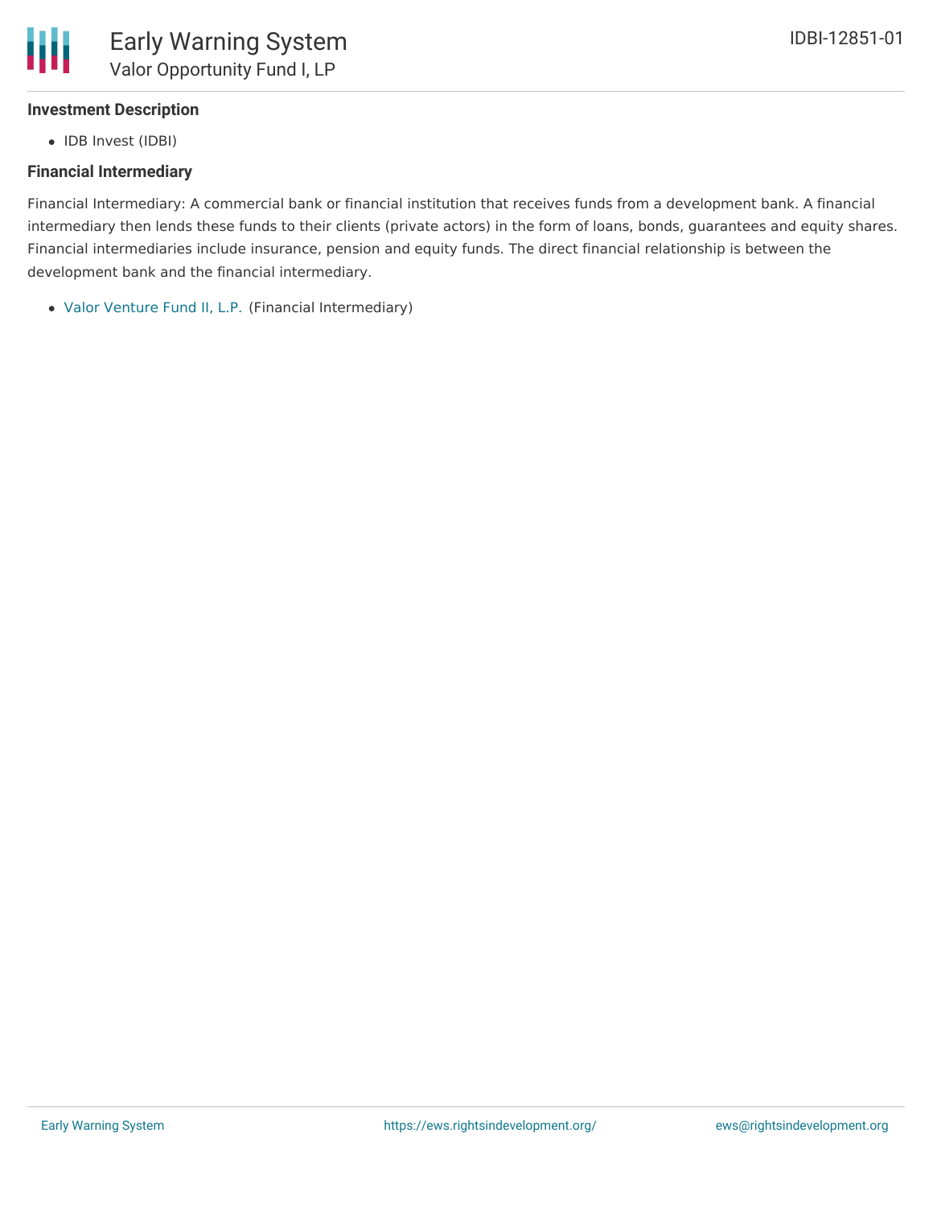### Investment Description

- IDB Invest (IDBI)

### Financial Intermediary

Financial Intermediary: A commercial bank or financial institution that receives funds from a development bank. A financial intermediary then lends these funds to their clients (private actors) in the form of loans, bonds, guarantees and equity shares. Financial intermediaries include insurance, pension and equity funds. The direct financial relationship is between the development bank and the financial intermediary.

- Valor Venture Fund II, L.P. (Financial Intermediary)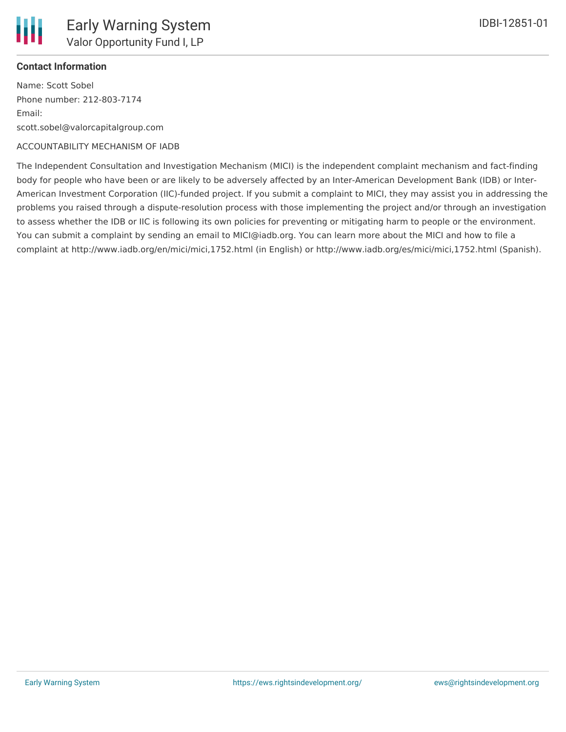**Contact Information**

Name: Scott Sobel
Phone number: 212-803-7174
Email:
scott.sobel@valorcapitalgroup.com

ACCOUNTABILITY MECHANISM OF IADB

The Independent Consultation and Investigation Mechanism (MICI) is the independent complaint mechanism and fact-finding body for people who have been or are likely to be adversely affected by an Inter-American Development Bank (IDB) or Inter-American Investment Corporation (IIC)-funded project. If you submit a complaint to MICI, they may assist you in addressing the problems you raised through a dispute-resolution process with those implementing the project and/or through an investigation to assess whether the IDB or IIC is following its own policies for preventing or mitigating harm to people or the environment. You can submit a complaint by sending an email to MICI@iadb.org. You can learn more about the MICI and how to file a complaint at http://www.iadb.org/en/mici/mici,1752.html (in English) or http://www.iadb.org/es/mici/mici,1752.html (Spanish).